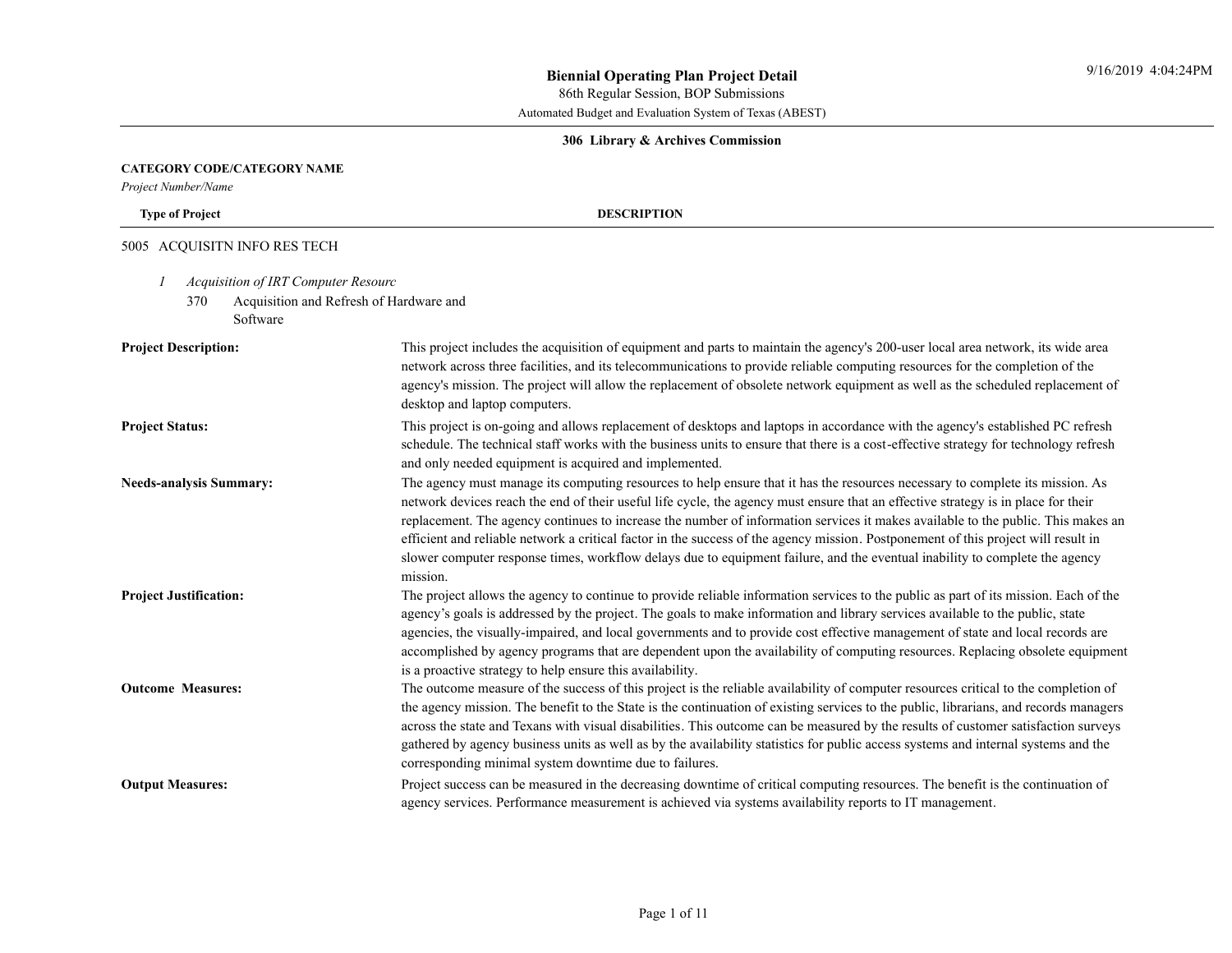# Biennial Operating Plan Project Detail

86th Regular Session, BOP Submissions

Automated Budget and Evaluation System of Texas (ABEST)

9/16/2019 4:04:24PM

**306 Library & Archives Commission**

**CATEGORY CODE/CATEGORY NAME**

*Project Number/Name*

**Type of Project** — **DESCRIPTION**

5005 ACQUISITN INFO RES TECH

*1 Acquisition of IRT Computer Resourc*

370 Acquisition and Refresh of Hardware and Software

**Project Description:** This project includes the acquisition of equipment and parts to maintain the agency's 200-user local area network, its wide area network across three facilities, and its telecommunications to provide reliable computing resources for the completion of the agency's mission. The project will allow the replacement of obsolete network equipment as well as the scheduled replacement of desktop and laptop computers.

**Project Status:** This project is on-going and allows replacement of desktops and laptops in accordance with the agency's established PC refresh schedule. The technical staff works with the business units to ensure that there is a cost-effective strategy for technology refresh and only needed equipment is acquired and implemented.

**Needs-analysis Summary:** The agency must manage its computing resources to help ensure that it has the resources necessary to complete its mission. As network devices reach the end of their useful life cycle, the agency must ensure that an effective strategy is in place for their replacement. The agency continues to increase the number of information services it makes available to the public. This makes an efficient and reliable network a critical factor in the success of the agency mission. Postponement of this project will result in slower computer response times, workflow delays due to equipment failure, and the eventual inability to complete the agency mission.

**Project Justification:** The project allows the agency to continue to provide reliable information services to the public as part of its mission. Each of the agency's goals is addressed by the project. The goals to make information and library services available to the public, state agencies, the visually-impaired, and local governments and to provide cost effective management of state and local records are accomplished by agency programs that are dependent upon the availability of computing resources. Replacing obsolete equipment is a proactive strategy to help ensure this availability.

**Outcome Measures:** The outcome measure of the success of this project is the reliable availability of computer resources critical to the completion of the agency mission. The benefit to the State is the continuation of existing services to the public, librarians, and records managers across the state and Texans with visual disabilities. This outcome can be measured by the results of customer satisfaction surveys gathered by agency business units as well as by the availability statistics for public access systems and internal systems and the corresponding minimal system downtime due to failures.

**Output Measures:** Project success can be measured in the decreasing downtime of critical computing resources. The benefit is the continuation of agency services. Performance measurement is achieved via systems availability reports to IT management.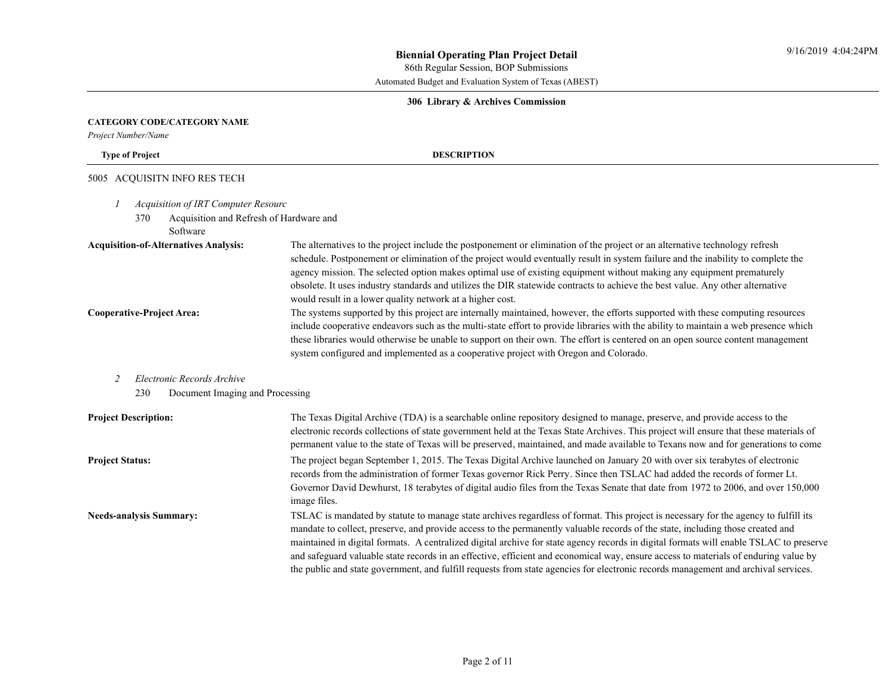**Biennial Operating Plan Project Detail**

86th Regular Session, BOP Submissions

Automated Budget and Evaluation System of Texas (ABEST)

**306 Library & Archives Commission**

**CATEGORY CODE/CATEGORY NAME**

*Project Number/Name*

**Type of Project** — **DESCRIPTION**

5005 ACQUISITN INFO RES TECH

*1 Acquisition of IRT Computer Resourc*

370 Acquisition and Refresh of Hardware and Software

**Acquisition-of-Alternatives Analysis:** The alternatives to the project include the postponement or elimination of the project or an alternative technology refresh schedule. Postponement or elimination of the project would eventually result in system failure and the inability to complete the agency mission. The selected option makes optimal use of existing equipment without making any equipment prematurely obsolete. It uses industry standards and utilizes the DIR statewide contracts to achieve the best value. Any other alternative would result in a lower quality network at a higher cost.

**Cooperative-Project Area:** The systems supported by this project are internally maintained, however, the efforts supported with these computing resources include cooperative endeavors such as the multi-state effort to provide libraries with the ability to maintain a web presence which these libraries would otherwise be unable to support on their own. The effort is centered on an open source content management system configured and implemented as a cooperative project with Oregon and Colorado.

*2 Electronic Records Archive*

230 Document Imaging and Processing

**Project Description:** The Texas Digital Archive (TDA) is a searchable online repository designed to manage, preserve, and provide access to the electronic records collections of state government held at the Texas State Archives. This project will ensure that these materials of permanent value to the state of Texas will be preserved, maintained, and made available to Texans now and for generations to come

**Project Status:** The project began September 1, 2015. The Texas Digital Archive launched on January 20 with over six terabytes of electronic records from the administration of former Texas governor Rick Perry. Since then TSLAC had added the records of former Lt. Governor David Dewhurst, 18 terabytes of digital audio files from the Texas Senate that date from 1972 to 2006, and over 150,000 image files.

**Needs-analysis Summary:** TSLAC is mandated by statute to manage state archives regardless of format. This project is necessary for the agency to fulfill its mandate to collect, preserve, and provide access to the permanently valuable records of the state, including those created and maintained in digital formats. A centralized digital archive for state agency records in digital formats will enable TSLAC to preserve and safeguard valuable state records in an effective, efficient and economical way, ensure access to materials of enduring value by the public and state government, and fulfill requests from state agencies for electronic records management and archival services.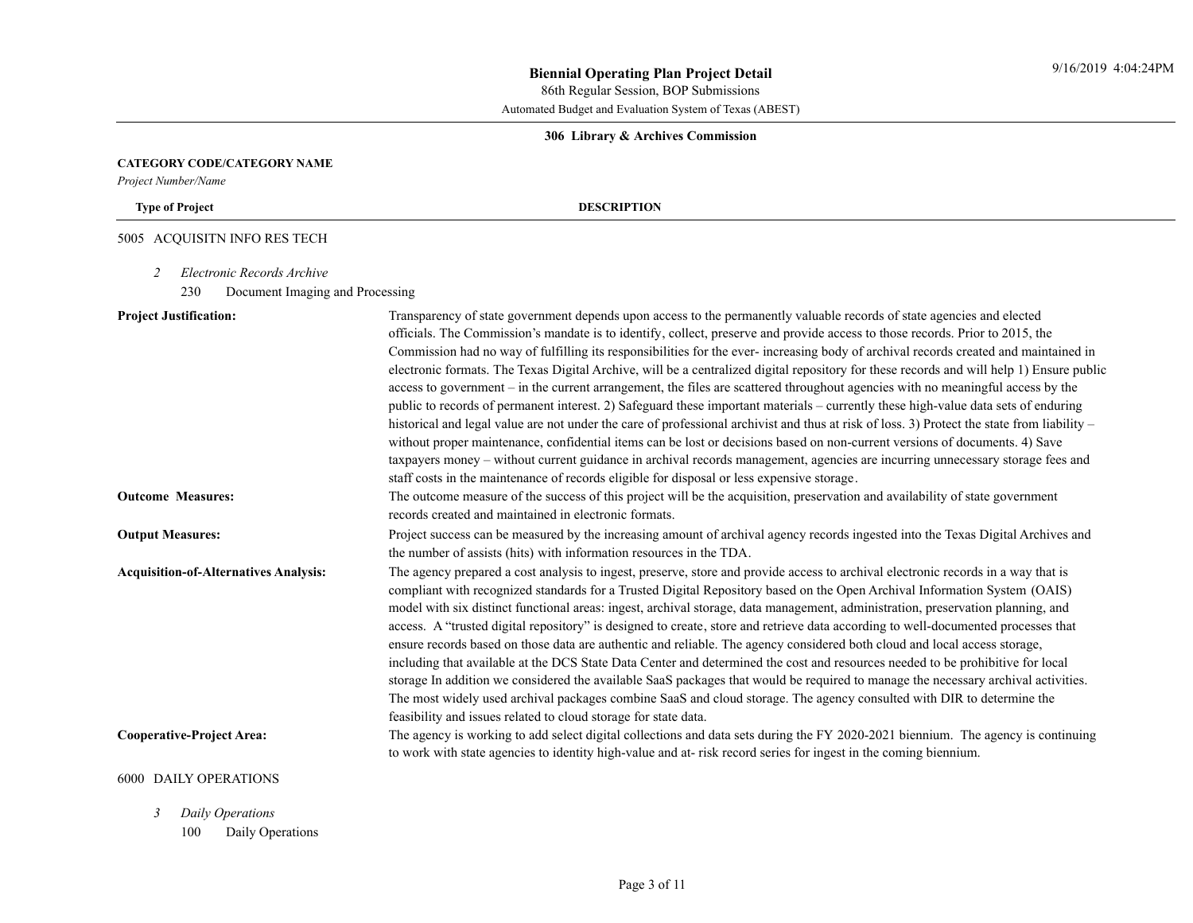**Biennial Operating Plan Project Detail**

86th Regular Session, BOP Submissions

Automated Budget and Evaluation System of Texas (ABEST)

**306 Library & Archives Commission**

**CATEGORY CODE/CATEGORY NAME**

*Project Number/Name*

**Type of Project** — **DESCRIPTION**

5005 ACQUISITN INFO RES TECH

*2 Electronic Records Archive*

230 Document Imaging and Processing

**Project Justification:** Transparency of state government depends upon access to the permanently valuable records of state agencies and elected officials. The Commission's mandate is to identify, collect, preserve and provide access to those records. Prior to 2015, the Commission had no way of fulfilling its responsibilities for the ever- increasing body of archival records created and maintained in electronic formats. The Texas Digital Archive, will be a centralized digital repository for these records and will help 1) Ensure public access to government – in the current arrangement, the files are scattered throughout agencies with no meaningful access by the public to records of permanent interest. 2) Safeguard these important materials – currently these high-value data sets of enduring historical and legal value are not under the care of professional archivist and thus at risk of loss. 3) Protect the state from liability – without proper maintenance, confidential items can be lost or decisions based on non-current versions of documents. 4) Save taxpayers money – without current guidance in archival records management, agencies are incurring unnecessary storage fees and staff costs in the maintenance of records eligible for disposal or less expensive storage.

**Outcome Measures:** The outcome measure of the success of this project will be the acquisition, preservation and availability of state government records created and maintained in electronic formats.

**Output Measures:** Project success can be measured by the increasing amount of archival agency records ingested into the Texas Digital Archives and the number of assists (hits) with information resources in the TDA.

**Acquisition-of-Alternatives Analysis:** The agency prepared a cost analysis to ingest, preserve, store and provide access to archival electronic records in a way that is compliant with recognized standards for a Trusted Digital Repository based on the Open Archival Information System (OAIS) model with six distinct functional areas: ingest, archival storage, data management, administration, preservation planning, and access. A "trusted digital repository" is designed to create, store and retrieve data according to well-documented processes that ensure records based on those data are authentic and reliable. The agency considered both cloud and local access storage, including that available at the DCS State Data Center and determined the cost and resources needed to be prohibitive for local storage In addition we considered the available SaaS packages that would be required to manage the necessary archival activities. The most widely used archival packages combine SaaS and cloud storage. The agency consulted with DIR to determine the feasibility and issues related to cloud storage for state data.

**Cooperative-Project Area:** The agency is working to add select digital collections and data sets during the FY 2020-2021 biennium. The agency is continuing to work with state agencies to identity high-value and at- risk record series for ingest in the coming biennium.

6000 DAILY OPERATIONS

*3 Daily Operations*

100 Daily Operations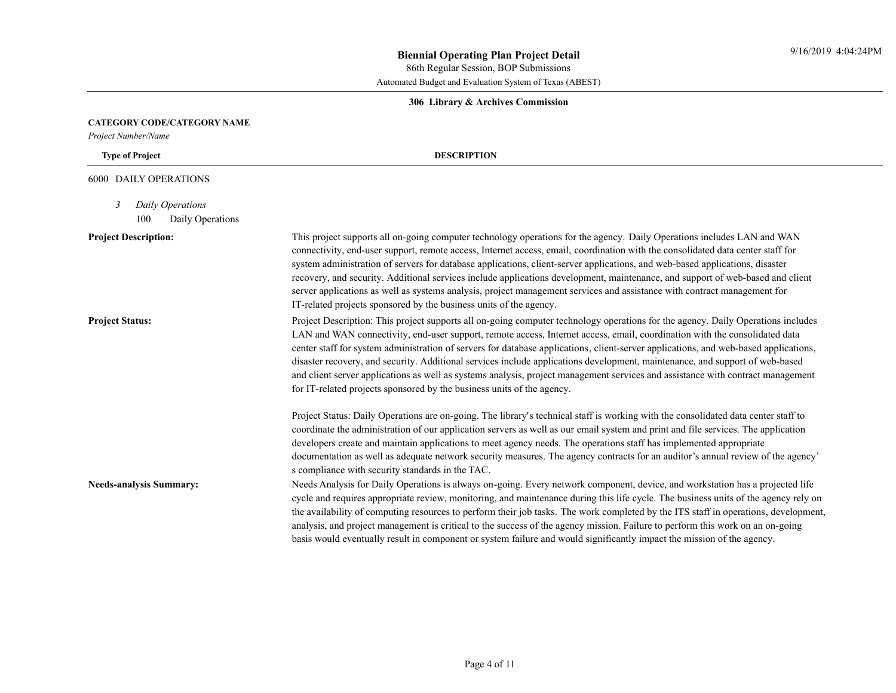**Biennial Operating Plan Project Detail**

86th Regular Session, BOP Submissions

Automated Budget and Evaluation System of Texas (ABEST)

**306 Library & Archives Commission**

**CATEGORY CODE/CATEGORY NAME**

*Project Number/Name*

**Type of Project** — **DESCRIPTION**

6000 DAILY OPERATIONS

*3 Daily Operations*

100 Daily Operations

**Project Description:**

This project supports all on-going computer technology operations for the agency. Daily Operations includes LAN and WAN connectivity, end-user support, remote access, Internet access, email, coordination with the consolidated data center staff for system administration of servers for database applications, client-server applications, and web-based applications, disaster recovery, and security. Additional services include applications development, maintenance, and support of web-based and client server applications as well as systems analysis, project management services and assistance with contract management for IT-related projects sponsored by the business units of the agency.

**Project Status:**

Project Description: This project supports all on-going computer technology operations for the agency. Daily Operations includes LAN and WAN connectivity, end-user support, remote access, Internet access, email, coordination with the consolidated data center staff for system administration of servers for database applications, client-server applications, and web-based applications, disaster recovery, and security. Additional services include applications development, maintenance, and support of web-based and client server applications as well as systems analysis, project management services and assistance with contract management for IT-related projects sponsored by the business units of the agency.

Project Status: Daily Operations are on-going. The library's technical staff is working with the consolidated data center staff to coordinate the administration of our application servers as well as our email system and print and file services. The application developers create and maintain applications to meet agency needs. The operations staff has implemented appropriate documentation as well as adequate network security measures. The agency contracts for an auditor's annual review of the agency's compliance with security standards in the TAC.

**Needs-analysis Summary:**

Needs Analysis for Daily Operations is always on-going. Every network component, device, and workstation has a projected life cycle and requires appropriate review, monitoring, and maintenance during this life cycle. The business units of the agency rely on the availability of computing resources to perform their job tasks. The work completed by the ITS staff in operations, development, analysis, and project management is critical to the success of the agency mission. Failure to perform this work on an on-going basis would eventually result in component or system failure and would significantly impact the mission of the agency.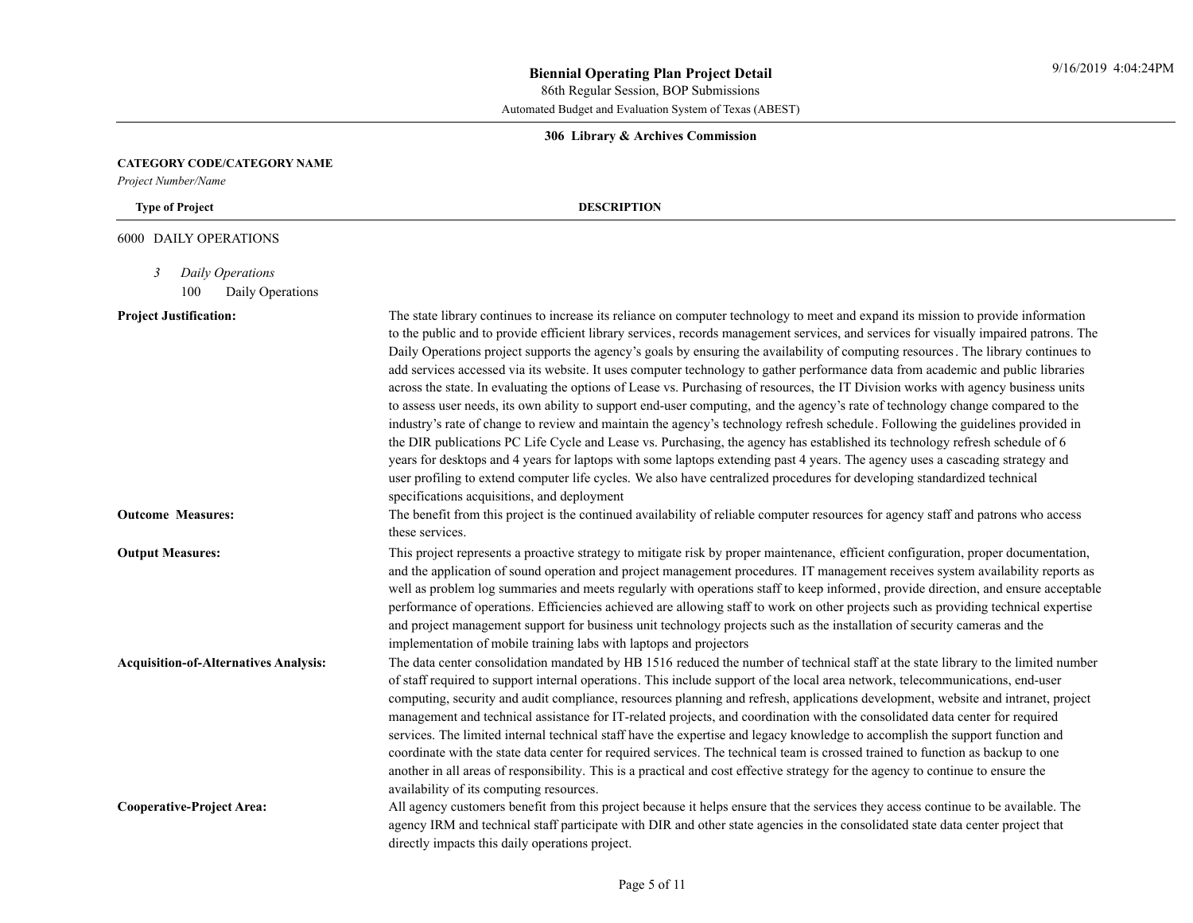# Biennial Operating Plan Project Detail

86th Regular Session, BOP Submissions

Automated Budget and Evaluation System of Texas (ABEST)

**306 Library & Archives Commission**

**CATEGORY CODE/CATEGORY NAME**

*Project Number/Name*

**Type of Project** | **DESCRIPTION**

## 6000 DAILY OPERATIONS

*3 Daily Operations*

100 Daily Operations

**Project Justification:**

The state library continues to increase its reliance on computer technology to meet and expand its mission to provide information to the public and to provide efficient library services, records management services, and services for visually impaired patrons. The Daily Operations project supports the agency's goals by ensuring the availability of computing resources. The library continues to add services accessed via its website. It uses computer technology to gather performance data from academic and public libraries across the state. In evaluating the options of Lease vs. Purchasing of resources, the IT Division works with agency business units to assess user needs, its own ability to support end-user computing, and the agency's rate of technology change compared to the industry's rate of change to review and maintain the agency's technology refresh schedule. Following the guidelines provided in the DIR publications PC Life Cycle and Lease vs. Purchasing, the agency has established its technology refresh schedule of 6 years for desktops and 4 years for laptops with some laptops extending past 4 years. The agency uses a cascading strategy and user profiling to extend computer life cycles. We also have centralized procedures for developing standardized technical specifications acquisitions, and deployment

**Outcome Measures:**

The benefit from this project is the continued availability of reliable computer resources for agency staff and patrons who access these services.

**Output Measures:**

This project represents a proactive strategy to mitigate risk by proper maintenance, efficient configuration, proper documentation, and the application of sound operation and project management procedures. IT management receives system availability reports as well as problem log summaries and meets regularly with operations staff to keep informed, provide direction, and ensure acceptable performance of operations. Efficiencies achieved are allowing staff to work on other projects such as providing technical expertise and project management support for business unit technology projects such as the installation of security cameras and the implementation of mobile training labs with laptops and projectors

**Acquisition-of-Alternatives Analysis:**

The data center consolidation mandated by HB 1516 reduced the number of technical staff at the state library to the limited number of staff required to support internal operations. This include support of the local area network, telecommunications, end-user computing, security and audit compliance, resources planning and refresh, applications development, website and intranet, project management and technical assistance for IT-related projects, and coordination with the consolidated data center for required services. The limited internal technical staff have the expertise and legacy knowledge to accomplish the support function and coordinate with the state data center for required services. The technical team is crossed trained to function as backup to one another in all areas of responsibility. This is a practical and cost effective strategy for the agency to continue to ensure the availability of its computing resources.

**Cooperative-Project Area:**

All agency customers benefit from this project because it helps ensure that the services they access continue to be available. The agency IRM and technical staff participate with DIR and other state agencies in the consolidated state data center project that directly impacts this daily operations project.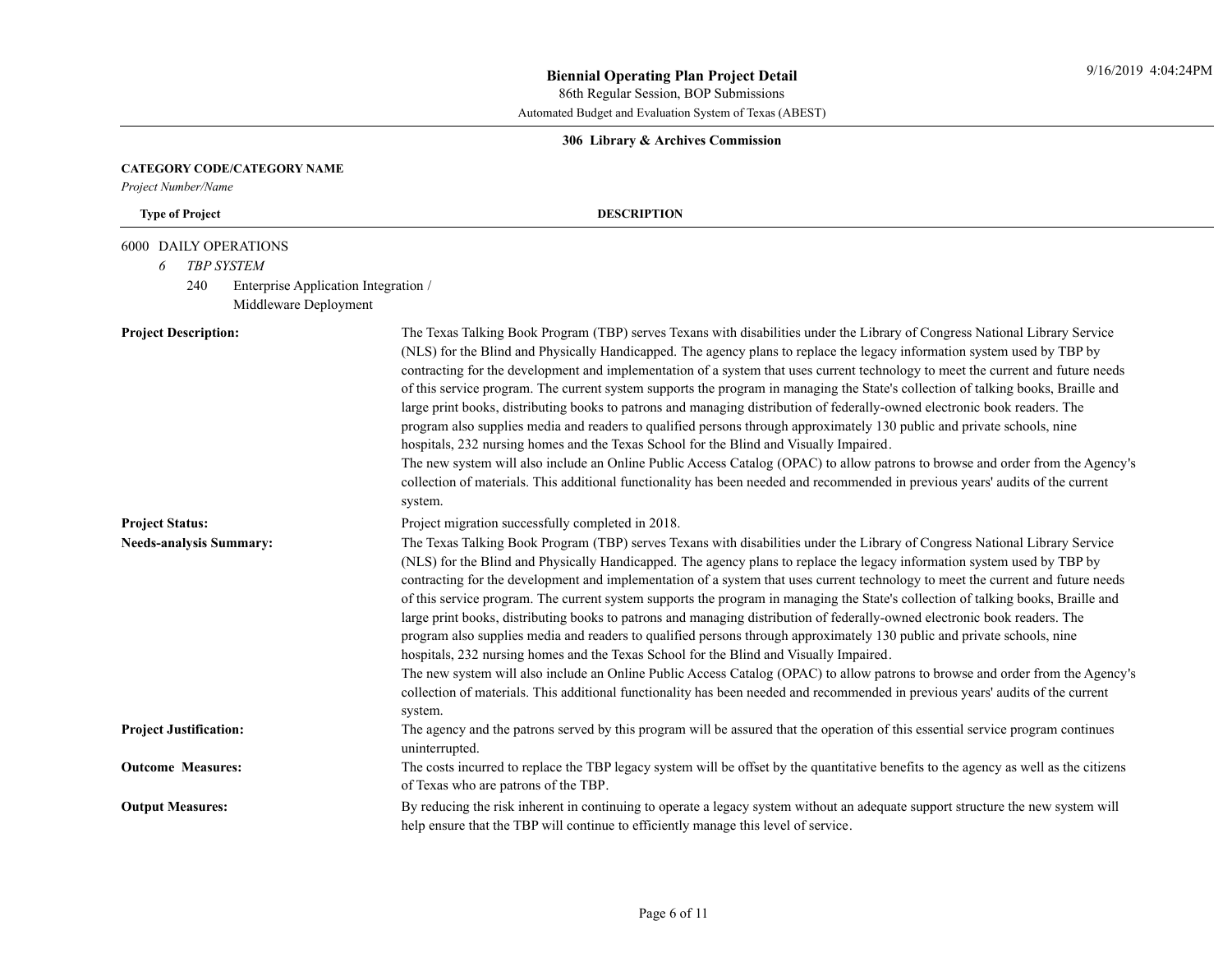**Biennial Operating Plan Project Detail**

86th Regular Session, BOP Submissions

Automated Budget and Evaluation System of Texas (ABEST)

**306 Library & Archives Commission**

**CATEGORY CODE/CATEGORY NAME**

*Project Number/Name*

**Type of Project** — **DESCRIPTION**

6000 DAILY OPERATIONS

*6 TBP SYSTEM*

240 Enterprise Application Integration / Middleware Deployment

**Project Description:**

The Texas Talking Book Program (TBP) serves Texans with disabilities under the Library of Congress National Library Service (NLS) for the Blind and Physically Handicapped. The agency plans to replace the legacy information system used by TBP by contracting for the development and implementation of a system that uses current technology to meet the current and future needs of this service program. The current system supports the program in managing the State's collection of talking books, Braille and large print books, distributing books to patrons and managing distribution of federally-owned electronic book readers. The program also supplies media and readers to qualified persons through approximately 130 public and private schools, nine hospitals, 232 nursing homes and the Texas School for the Blind and Visually Impaired.

The new system will also include an Online Public Access Catalog (OPAC) to allow patrons to browse and order from the Agency's collection of materials. This additional functionality has been needed and recommended in previous years' audits of the current system.

**Project Status:**

Project migration successfully completed in 2018.

**Needs-analysis Summary:**

The Texas Talking Book Program (TBP) serves Texans with disabilities under the Library of Congress National Library Service (NLS) for the Blind and Physically Handicapped. The agency plans to replace the legacy information system used by TBP by contracting for the development and implementation of a system that uses current technology to meet the current and future needs of this service program. The current system supports the program in managing the State's collection of talking books, Braille and large print books, distributing books to patrons and managing distribution of federally-owned electronic book readers. The program also supplies media and readers to qualified persons through approximately 130 public and private schools, nine hospitals, 232 nursing homes and the Texas School for the Blind and Visually Impaired.

The new system will also include an Online Public Access Catalog (OPAC) to allow patrons to browse and order from the Agency's collection of materials. This additional functionality has been needed and recommended in previous years' audits of the current system.

**Project Justification:**

The agency and the patrons served by this program will be assured that the operation of this essential service program continues uninterrupted.

**Outcome Measures:**

The costs incurred to replace the TBP legacy system will be offset by the quantitative benefits to the agency as well as the citizens of Texas who are patrons of the TBP.

**Output Measures:**

By reducing the risk inherent in continuing to operate a legacy system without an adequate support structure the new system will help ensure that the TBP will continue to efficiently manage this level of service.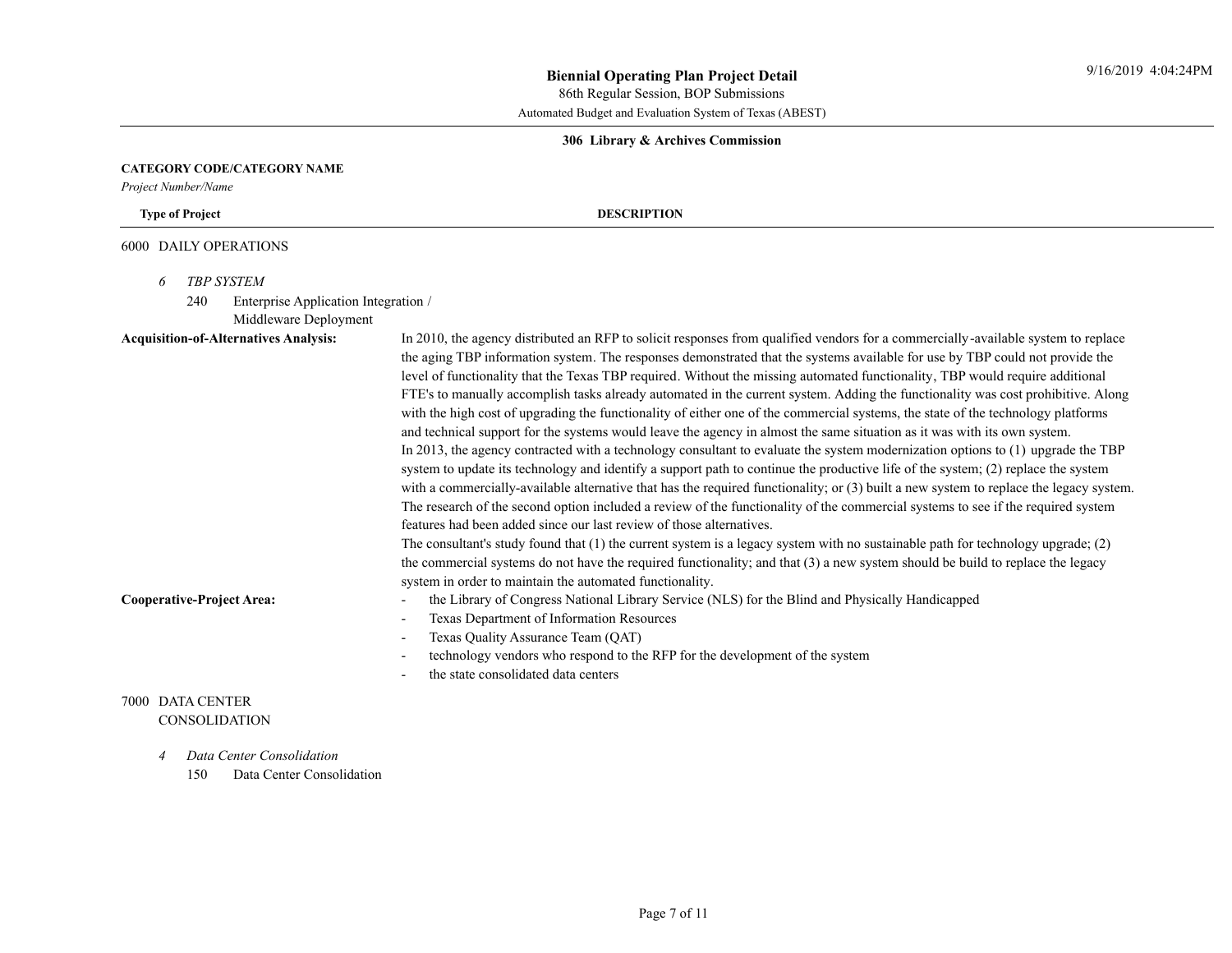**Biennial Operating Plan Project Detail**

86th Regular Session, BOP Submissions

Automated Budget and Evaluation System of Texas (ABEST)

**306 Library & Archives Commission**

**CATEGORY CODE/CATEGORY NAME**

*Project Number/Name*

| **Type of Project** | **DESCRIPTION** |
|---|---|

6000 DAILY OPERATIONS

*6 TBP SYSTEM*

240 Enterprise Application Integration / Middleware Deployment

**Acquisition-of-Alternatives Analysis:**

In 2010, the agency distributed an RFP to solicit responses from qualified vendors for a commercially-available system to replace the aging TBP information system. The responses demonstrated that the systems available for use by TBP could not provide the level of functionality that the Texas TBP required. Without the missing automated functionality, TBP would require additional FTE's to manually accomplish tasks already automated in the current system. Adding the functionality was cost prohibitive. Along with the high cost of upgrading the functionality of either one of the commercial systems, the state of the technology platforms and technical support for the systems would leave the agency in almost the same situation as it was with its own system.

In 2013, the agency contracted with a technology consultant to evaluate the system modernization options to (1) upgrade the TBP system to update its technology and identify a support path to continue the productive life of the system; (2) replace the system with a commercially-available alternative that has the required functionality; or (3) built a new system to replace the legacy system. The research of the second option included a review of the functionality of the commercial systems to see if the required system features had been added since our last review of those alternatives.

The consultant's study found that (1) the current system is a legacy system with no sustainable path for technology upgrade; (2) the commercial systems do not have the required functionality; and that (3) a new system should be build to replace the legacy system in order to maintain the automated functionality.

**Cooperative-Project Area:**

- the Library of Congress National Library Service (NLS) for the Blind and Physically Handicapped
- Texas Department of Information Resources
- Texas Quality Assurance Team (QAT)
- technology vendors who respond to the RFP for the development of the system
- the state consolidated data centers

7000 DATA CENTER CONSOLIDATION

*4 Data Center Consolidation*

150 Data Center Consolidation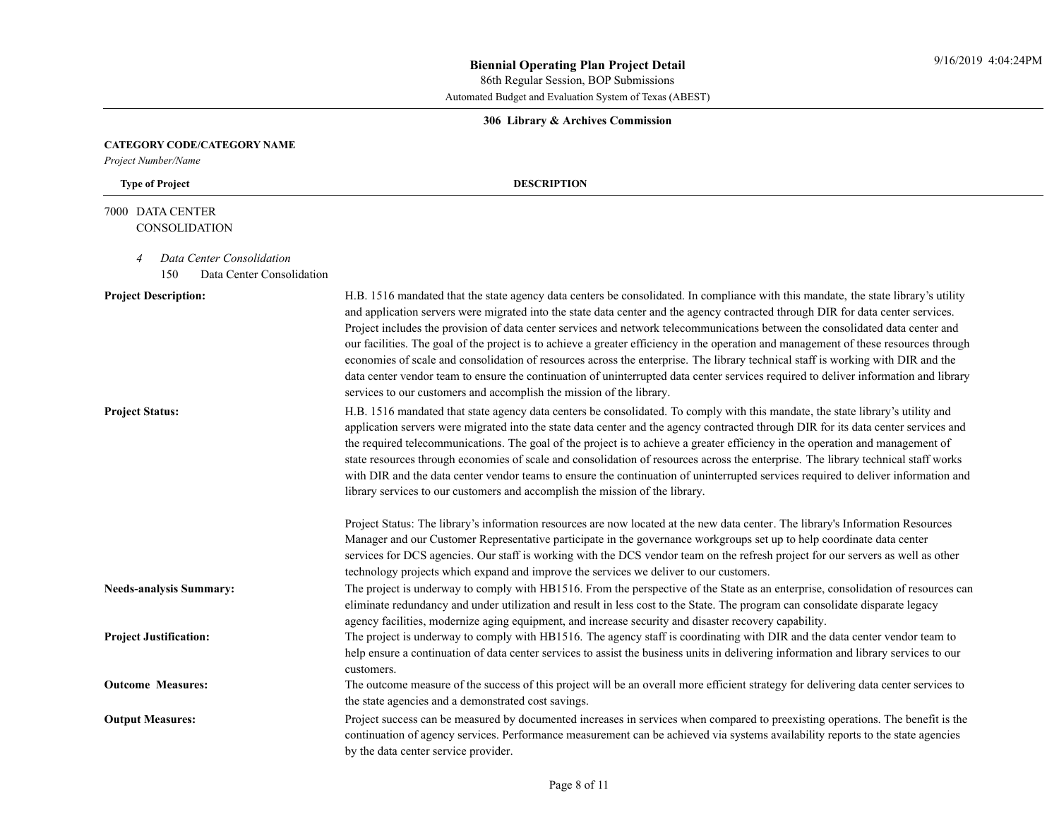**Biennial Operating Plan Project Detail**

86th Regular Session, BOP Submissions

Automated Budget and Evaluation System of Texas (ABEST)

**306 Library & Archives Commission**

**CATEGORY CODE/CATEGORY NAME**

*Project Number/Name*

**Type of Project** | **DESCRIPTION**

7000 DATA CENTER CONSOLIDATION

*4 Data Center Consolidation*

150 Data Center Consolidation

**Project Description:** H.B. 1516 mandated that the state agency data centers be consolidated. In compliance with this mandate, the state library's utility and application servers were migrated into the state data center and the agency contracted through DIR for data center services. Project includes the provision of data center services and network telecommunications between the consolidated data center and our facilities. The goal of the project is to achieve a greater efficiency in the operation and management of these resources through economies of scale and consolidation of resources across the enterprise. The library technical staff is working with DIR and the data center vendor team to ensure the continuation of uninterrupted data center services required to deliver information and library services to our customers and accomplish the mission of the library.

**Project Status:** H.B. 1516 mandated that state agency data centers be consolidated. To comply with this mandate, the state library's utility and application servers were migrated into the state data center and the agency contracted through DIR for its data center services and the required telecommunications. The goal of the project is to achieve a greater efficiency in the operation and management of state resources through economies of scale and consolidation of resources across the enterprise. The library technical staff works with DIR and the data center vendor teams to ensure the continuation of uninterrupted services required to deliver information and library services to our customers and accomplish the mission of the library.

Project Status: The library's information resources are now located at the new data center. The library's Information Resources Manager and our Customer Representative participate in the governance workgroups set up to help coordinate data center services for DCS agencies. Our staff is working with the DCS vendor team on the refresh project for our servers as well as other technology projects which expand and improve the services we deliver to our customers.

**Needs-analysis Summary:** The project is underway to comply with HB1516. From the perspective of the State as an enterprise, consolidation of resources can eliminate redundancy and under utilization and result in less cost to the State. The program can consolidate disparate legacy agency facilities, modernize aging equipment, and increase security and disaster recovery capability.

**Project Justification:** The project is underway to comply with HB1516. The agency staff is coordinating with DIR and the data center vendor team to help ensure a continuation of data center services to assist the business units in delivering information and library services to our customers.

**Outcome Measures:** The outcome measure of the success of this project will be an overall more efficient strategy for delivering data center services to the state agencies and a demonstrated cost savings.

**Output Measures:** Project success can be measured by documented increases in services when compared to preexisting operations. The benefit is the continuation of agency services. Performance measurement can be achieved via systems availability reports to the state agencies by the data center service provider.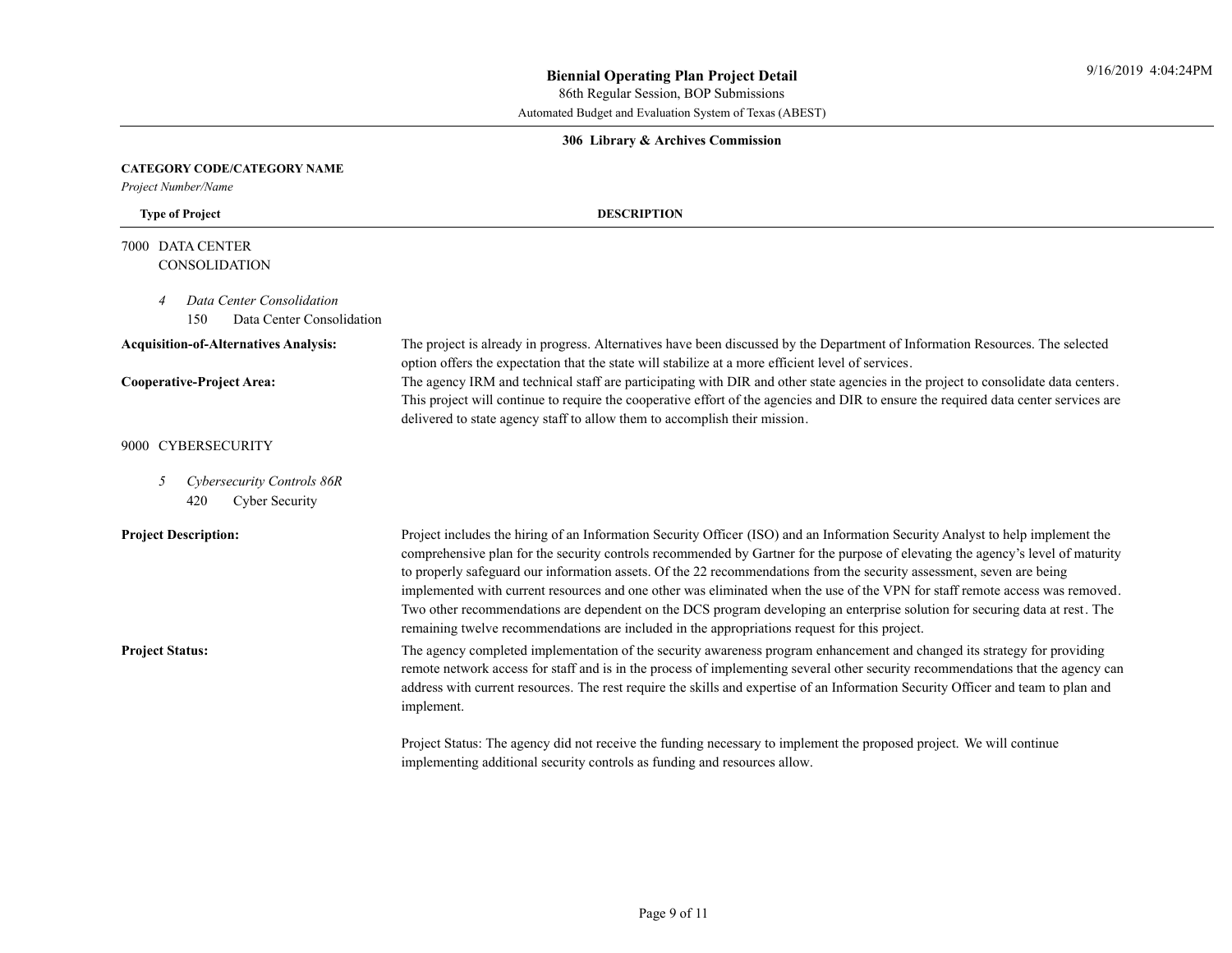**Biennial Operating Plan Project Detail**

86th Regular Session, BOP Submissions

Automated Budget and Evaluation System of Texas (ABEST)

**306 Library & Archives Commission**

**CATEGORY CODE/CATEGORY NAME**

*Project Number/Name*

| **Type of Project** | **DESCRIPTION** |
|---|---|

7000 DATA CENTER CONSOLIDATION

*4 Data Center Consolidation*

150 Data Center Consolidation

**Acquisition-of-Alternatives Analysis:** The project is already in progress. Alternatives have been discussed by the Department of Information Resources. The selected option offers the expectation that the state will stabilize at a more efficient level of services.

**Cooperative-Project Area:** The agency IRM and technical staff are participating with DIR and other state agencies in the project to consolidate data centers. This project will continue to require the cooperative effort of the agencies and DIR to ensure the required data center services are delivered to state agency staff to allow them to accomplish their mission.

9000 CYBERSECURITY

*5 Cybersecurity Controls 86R*

420 Cyber Security

**Project Description:** Project includes the hiring of an Information Security Officer (ISO) and an Information Security Analyst to help implement the comprehensive plan for the security controls recommended by Gartner for the purpose of elevating the agency's level of maturity to properly safeguard our information assets. Of the 22 recommendations from the security assessment, seven are being implemented with current resources and one other was eliminated when the use of the VPN for staff remote access was removed. Two other recommendations are dependent on the DCS program developing an enterprise solution for securing data at rest. The remaining twelve recommendations are included in the appropriations request for this project.

**Project Status:** The agency completed implementation of the security awareness program enhancement and changed its strategy for providing remote network access for staff and is in the process of implementing several other security recommendations that the agency can address with current resources. The rest require the skills and expertise of an Information Security Officer and team to plan and implement.

Project Status: The agency did not receive the funding necessary to implement the proposed project. We will continue implementing additional security controls as funding and resources allow.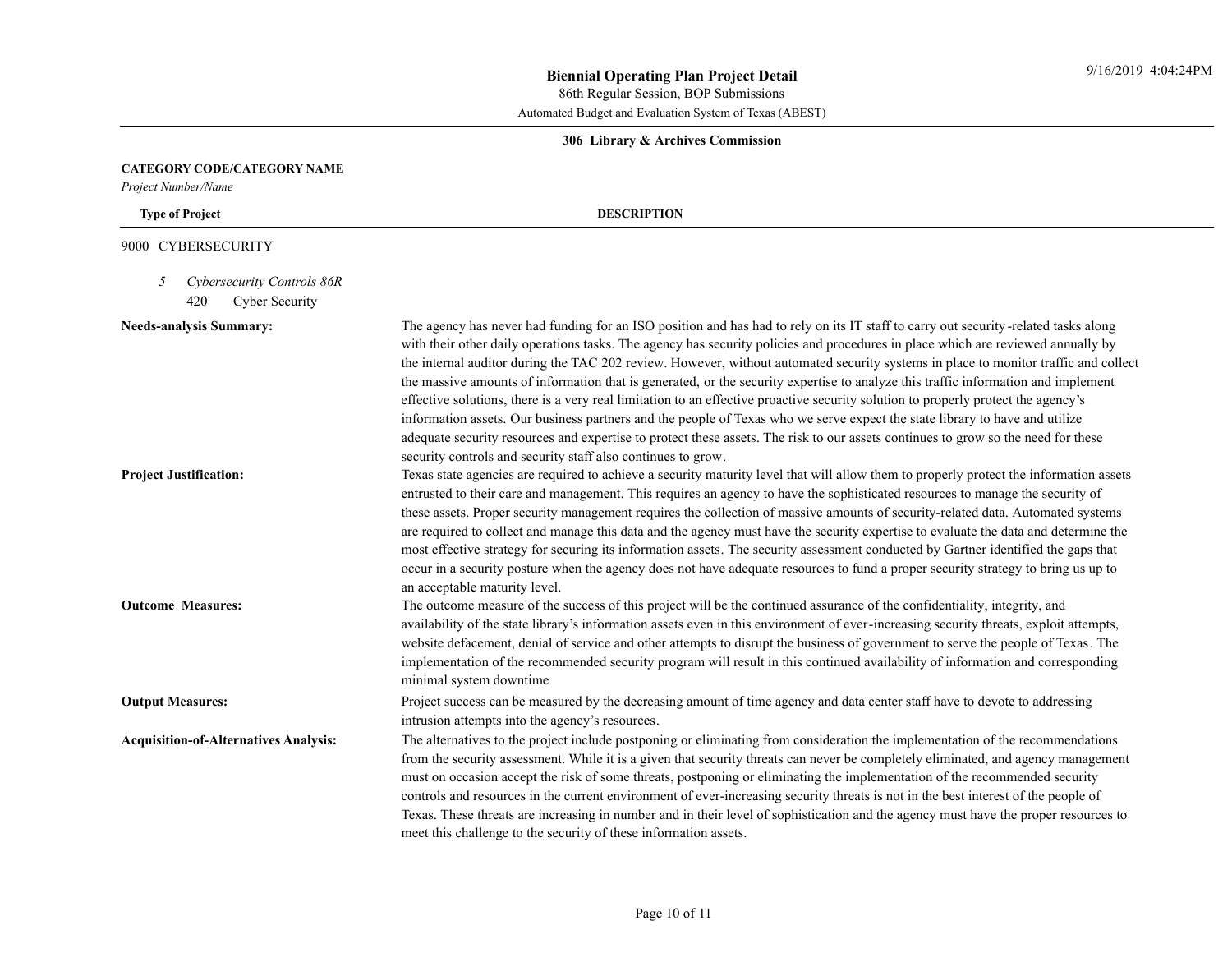## Biennial Operating Plan Project Detail

86th Regular Session, BOP Submissions

Automated Budget and Evaluation System of Texas (ABEST)

### 306 Library & Archives Commission

**CATEGORY CODE/CATEGORY NAME**

*Project Number/Name*

**Type of Project** — **DESCRIPTION**

9000 CYBERSECURITY

5 *Cybersecurity Controls 86R*

420 Cyber Security

**Needs-analysis Summary:**

The agency has never had funding for an ISO position and has had to rely on its IT staff to carry out security-related tasks along with their other daily operations tasks. The agency has security policies and procedures in place which are reviewed annually by the internal auditor during the TAC 202 review. However, without automated security systems in place to monitor traffic and collect the massive amounts of information that is generated, or the security expertise to analyze this traffic information and implement effective solutions, there is a very real limitation to an effective proactive security solution to properly protect the agency's information assets. Our business partners and the people of Texas who we serve expect the state library to have and utilize adequate security resources and expertise to protect these assets. The risk to our assets continues to grow so the need for these security controls and security staff also continues to grow.

**Project Justification:**

Texas state agencies are required to achieve a security maturity level that will allow them to properly protect the information assets entrusted to their care and management. This requires an agency to have the sophisticated resources to manage the security of these assets. Proper security management requires the collection of massive amounts of security-related data. Automated systems are required to collect and manage this data and the agency must have the security expertise to evaluate the data and determine the most effective strategy for securing its information assets. The security assessment conducted by Gartner identified the gaps that occur in a security posture when the agency does not have adequate resources to fund a proper security strategy to bring us up to an acceptable maturity level.

**Outcome Measures:**

The outcome measure of the success of this project will be the continued assurance of the confidentiality, integrity, and availability of the state library's information assets even in this environment of ever-increasing security threats, exploit attempts, website defacement, denial of service and other attempts to disrupt the business of government to serve the people of Texas. The implementation of the recommended security program will result in this continued availability of information and corresponding minimal system downtime

**Output Measures:**

Project success can be measured by the decreasing amount of time agency and data center staff have to devote to addressing intrusion attempts into the agency's resources.

**Acquisition-of-Alternatives Analysis:**

The alternatives to the project include postponing or eliminating from consideration the implementation of the recommendations from the security assessment. While it is a given that security threats can never be completely eliminated, and agency management must on occasion accept the risk of some threats, postponing or eliminating the implementation of the recommended security controls and resources in the current environment of ever-increasing security threats is not in the best interest of the people of Texas. These threats are increasing in number and in their level of sophistication and the agency must have the proper resources to meet this challenge to the security of these information assets.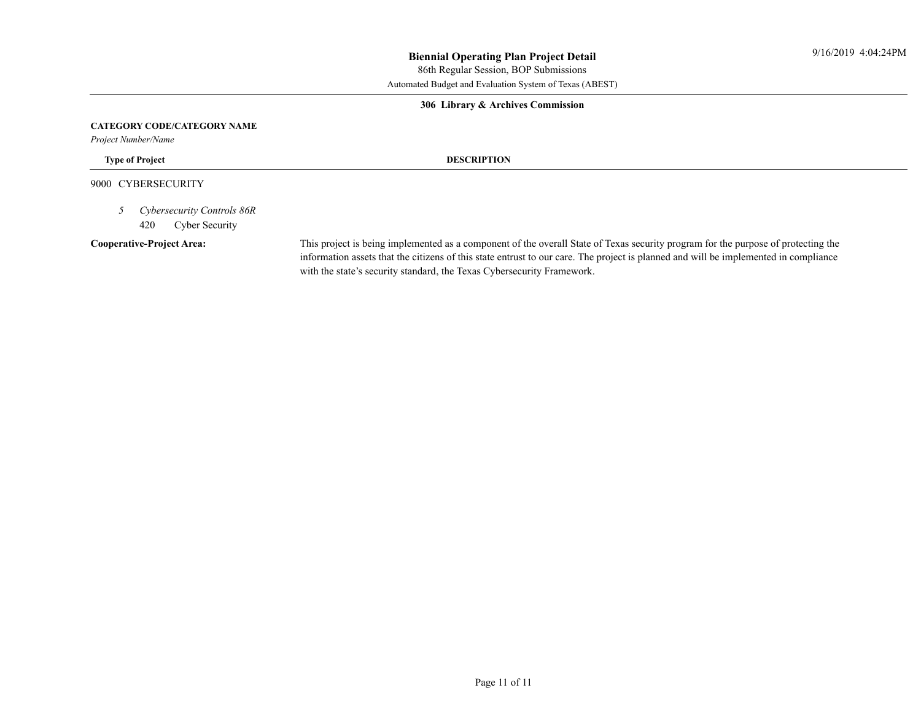**Biennial Operating Plan Project Detail**

86th Regular Session, BOP Submissions

Automated Budget and Evaluation System of Texas (ABEST)

**306 Library & Archives Commission**

**CATEGORY CODE/CATEGORY NAME**

*Project Number/Name*

**Type of Project** | **DESCRIPTION**

9000 CYBERSECURITY

*5 Cybersecurity Controls 86R*

420 Cyber Security

**Cooperative-Project Area:** This project is being implemented as a component of the overall State of Texas security program for the purpose of protecting the information assets that the citizens of this state entrust to our care. The project is planned and will be implemented in compliance with the state's security standard, the Texas Cybersecurity Framework.